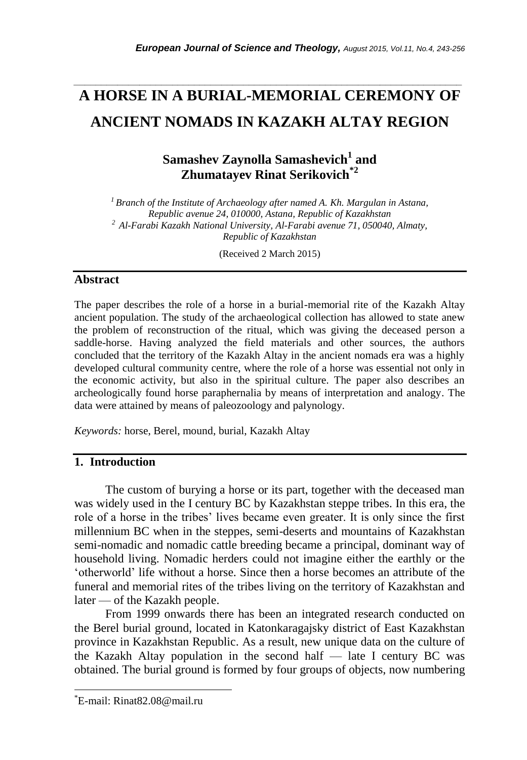# A HORSE IN A BURIAL-MEMORIAL CEREMONY OF ANCIENT NOMADS IN KAZAKH ALTAY REGION

**Samashev Zaynolla Samashevich[1] and Zhumatayev Rinat Serikovich[*2]**

*[1] Branch of the Institute of Archaeology after named A. Kh. Margulan in Astana, Republic avenue 24, 010000, Astana, Republic of Kazakhstan*
*[2] Al-Farabi Kazakh National University, Al-Farabi avenue 71, 050040, Almaty, Republic of Kazakhstan*

(Received 2 March 2015)

## Abstract

The paper describes the role of a horse in a burial-memorial rite of the Kazakh Altay ancient population. The study of the archaeological collection has allowed to state anew the problem of reconstruction of the ritual, which was giving the deceased person a saddle-horse. Having analyzed the field materials and other sources, the authors concluded that the territory of the Kazakh Altay in the ancient nomads era was a highly developed cultural community centre, where the role of a horse was essential not only in the economic activity, but also in the spiritual culture. The paper also describes an archeologically found horse paraphernalia by means of interpretation and analogy. The data were attained by means of paleozoology and palynology.

*Keywords:* horse, Berel, mound, burial, Kazakh Altay

## 1. Introduction

The custom of burying a horse or its part, together with the deceased man was widely used in the I century BC by Kazakhstan steppe tribes. In this era, the role of a horse in the tribes' lives became even greater. It is only since the first millennium BC when in the steppes, semi-deserts and mountains of Kazakhstan semi-nomadic and nomadic cattle breeding became a principal, dominant way of household living. Nomadic herders could not imagine either the earthly or the 'otherworld' life without a horse. Since then a horse becomes an attribute of the funeral and memorial rites of the tribes living on the territory of Kazakhstan and later — of the Kazakh people.

From 1999 onwards there has been an integrated research conducted on the Berel burial ground, located in Katonkaragajsky district of East Kazakhstan province in Kazakhstan Republic. As a result, new unique data on the culture of the Kazakh Altay population in the second half — late I century BC was obtained. The burial ground is formed by four groups of objects, now numbering

---

[*] E-mail: Rinat82.08@mail.ru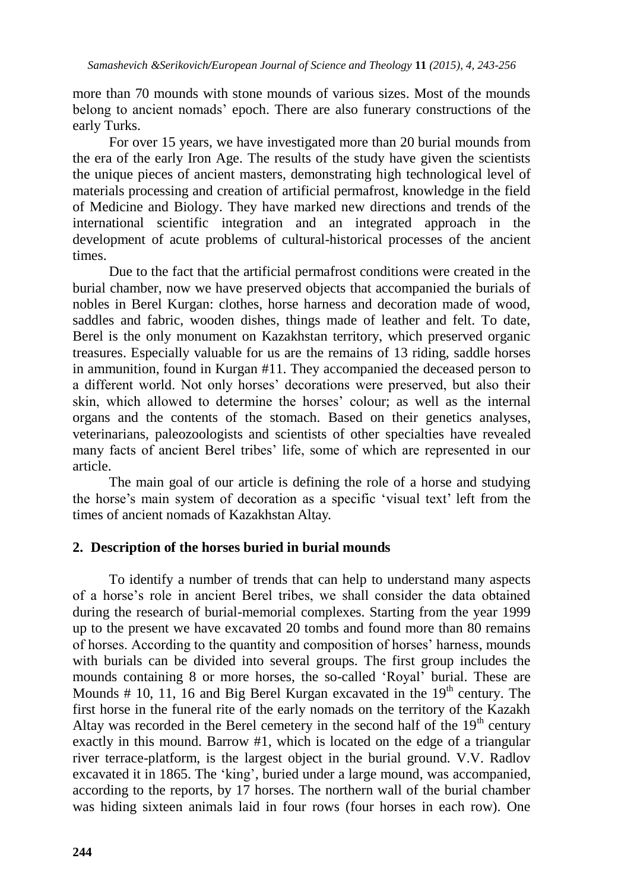more than 70 mounds with stone mounds of various sizes. Most of the mounds belong to ancient nomads' epoch. There are also funerary constructions of the early Turks.

For over 15 years, we have investigated more than 20 burial mounds from the era of the early Iron Age. The results of the study have given the scientists the unique pieces of ancient masters, demonstrating high technological level of materials processing and creation of artificial permafrost, knowledge in the field of Medicine and Biology. They have marked new directions and trends of the international scientific integration and an integrated approach in the development of acute problems of cultural-historical processes of the ancient times.

Due to the fact that the artificial permafrost conditions were created in the burial chamber, now we have preserved objects that accompanied the burials of nobles in Berel Kurgan: clothes, horse harness and decoration made of wood, saddles and fabric, wooden dishes, things made of leather and felt. To date, Berel is the only monument on Kazakhstan territory, which preserved organic treasures. Especially valuable for us are the remains of 13 riding, saddle horses in ammunition, found in Kurgan #11. They accompanied the deceased person to a different world. Not only horses' decorations were preserved, but also their skin, which allowed to determine the horses' colour; as well as the internal organs and the contents of the stomach. Based on their genetics analyses, veterinarians, paleozoologists and scientists of other specialties have revealed many facts of ancient Berel tribes' life, some of which are represented in our article.

The main goal of our article is defining the role of a horse and studying the horse's main system of decoration as a specific 'visual text' left from the times of ancient nomads of Kazakhstan Altay.

## 2. Description of the horses buried in burial mounds

To identify a number of trends that can help to understand many aspects of a horse's role in ancient Berel tribes, we shall consider the data obtained during the research of burial-memorial complexes. Starting from the year 1999 up to the present we have excavated 20 tombs and found more than 80 remains of horses. According to the quantity and composition of horses' harness, mounds with burials can be divided into several groups. The first group includes the mounds containing 8 or more horses, the so-called 'Royal' burial. These are Mounds # 10, 11, 16 and Big Berel Kurgan excavated in the 19th century. The first horse in the funeral rite of the early nomads on the territory of the Kazakh Altay was recorded in the Berel cemetery in the second half of the 19th century exactly in this mound. Barrow #1, which is located on the edge of a triangular river terrace-platform, is the largest object in the burial ground. V.V. Radlov excavated it in 1865. The 'king', buried under a large mound, was accompanied, according to the reports, by 17 horses. The northern wall of the burial chamber was hiding sixteen animals laid in four rows (four horses in each row). One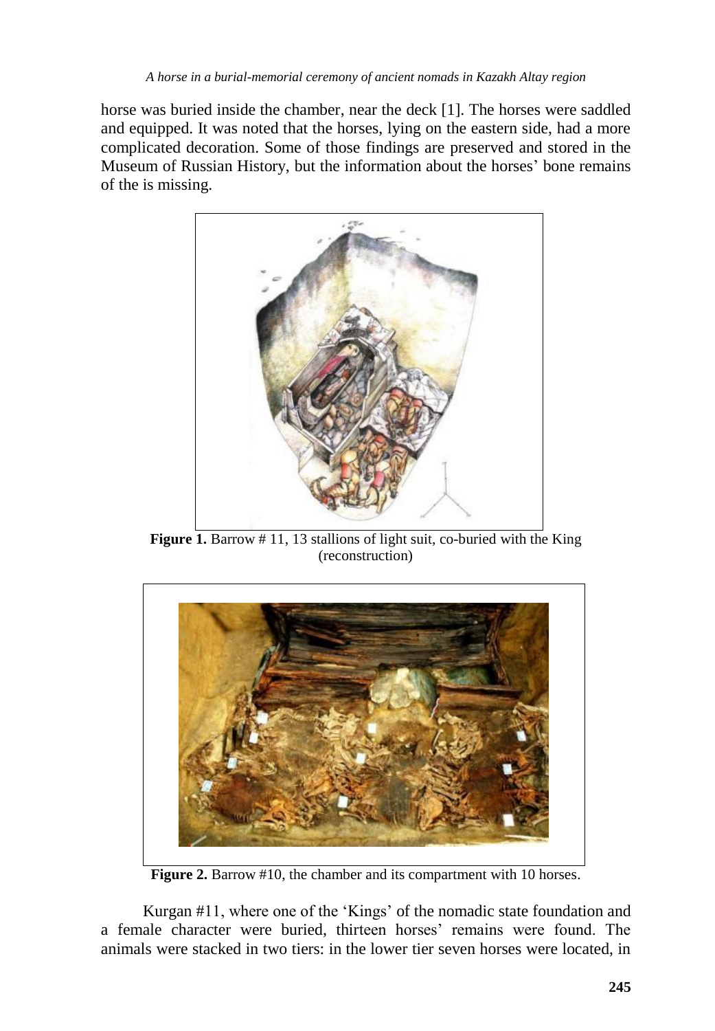horse was buried inside the chamber, near the deck [1]. The horses were saddled and equipped. It was noted that the horses, lying on the eastern side, had a more complicated decoration. Some of those findings are preserved and stored in the Museum of Russian History, but the information about the horses' bone remains of the is missing.

**Figure 1.** Barrow # 11, 13 stallions of light suit, co-buried with the King (reconstruction)

**Figure 2.** Barrow #10, the chamber and its compartment with 10 horses.

Kurgan #11, where one of the 'Kings' of the nomadic state foundation and a female character were buried, thirteen horses' remains were found. The animals were stacked in two tiers: in the lower tier seven horses were located, in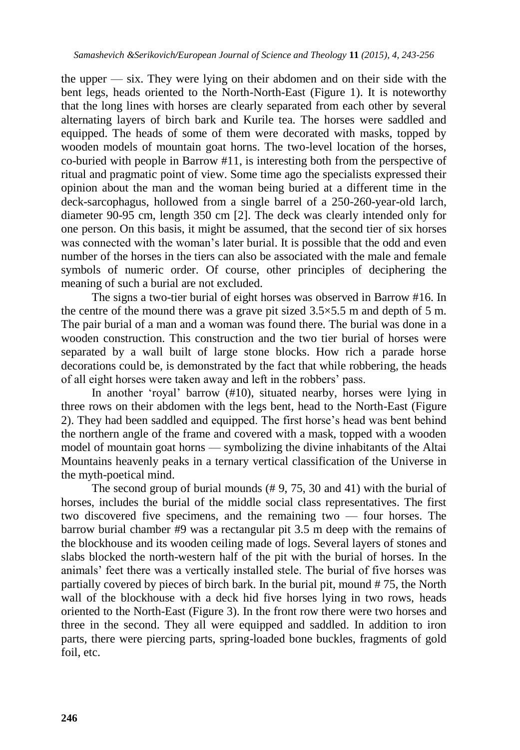the upper — six. They were lying on their abdomen and on their side with the bent legs, heads oriented to the North-North-East (Figure 1). It is noteworthy that the long lines with horses are clearly separated from each other by several alternating layers of birch bark and Kurile tea. The horses were saddled and equipped. The heads of some of them were decorated with masks, topped by wooden models of mountain goat horns. The two-level location of the horses, co-buried with people in Barrow #11, is interesting both from the perspective of ritual and pragmatic point of view. Some time ago the specialists expressed their opinion about the man and the woman being buried at a different time in the deck-sarcophagus, hollowed from a single barrel of a 250-260-year-old larch, diameter 90-95 cm, length 350 cm [2]. The deck was clearly intended only for one person. On this basis, it might be assumed, that the second tier of six horses was connected with the woman's later burial. It is possible that the odd and even number of the horses in the tiers can also be associated with the male and female symbols of numeric order. Of course, other principles of deciphering the meaning of such a burial are not excluded.

The signs a two-tier burial of eight horses was observed in Barrow #16. In the centre of the mound there was a grave pit sized 3.5×5.5 m and depth of 5 m. The pair burial of a man and a woman was found there. The burial was done in a wooden construction. This construction and the two tier burial of horses were separated by a wall built of large stone blocks. How rich a parade horse decorations could be, is demonstrated by the fact that while robbering, the heads of all eight horses were taken away and left in the robbers' pass.

In another 'royal' barrow (#10), situated nearby, horses were lying in three rows on their abdomen with the legs bent, head to the North-East (Figure 2). They had been saddled and equipped. The first horse's head was bent behind the northern angle of the frame and covered with a mask, topped with a wooden model of mountain goat horns — symbolizing the divine inhabitants of the Altai Mountains heavenly peaks in a ternary vertical classification of the Universe in the myth-poetical mind.

The second group of burial mounds (# 9, 75, 30 and 41) with the burial of horses, includes the burial of the middle social class representatives. The first two discovered five specimens, and the remaining two — four horses. The barrow burial chamber #9 was a rectangular pit 3.5 m deep with the remains of the blockhouse and its wooden ceiling made of logs. Several layers of stones and slabs blocked the north-western half of the pit with the burial of horses. In the animals' feet there was a vertically installed stele. The burial of five horses was partially covered by pieces of birch bark. In the burial pit, mound # 75, the North wall of the blockhouse with a deck hid five horses lying in two rows, heads oriented to the North-East (Figure 3). In the front row there were two horses and three in the second. They all were equipped and saddled. In addition to iron parts, there were piercing parts, spring-loaded bone buckles, fragments of gold foil, etc.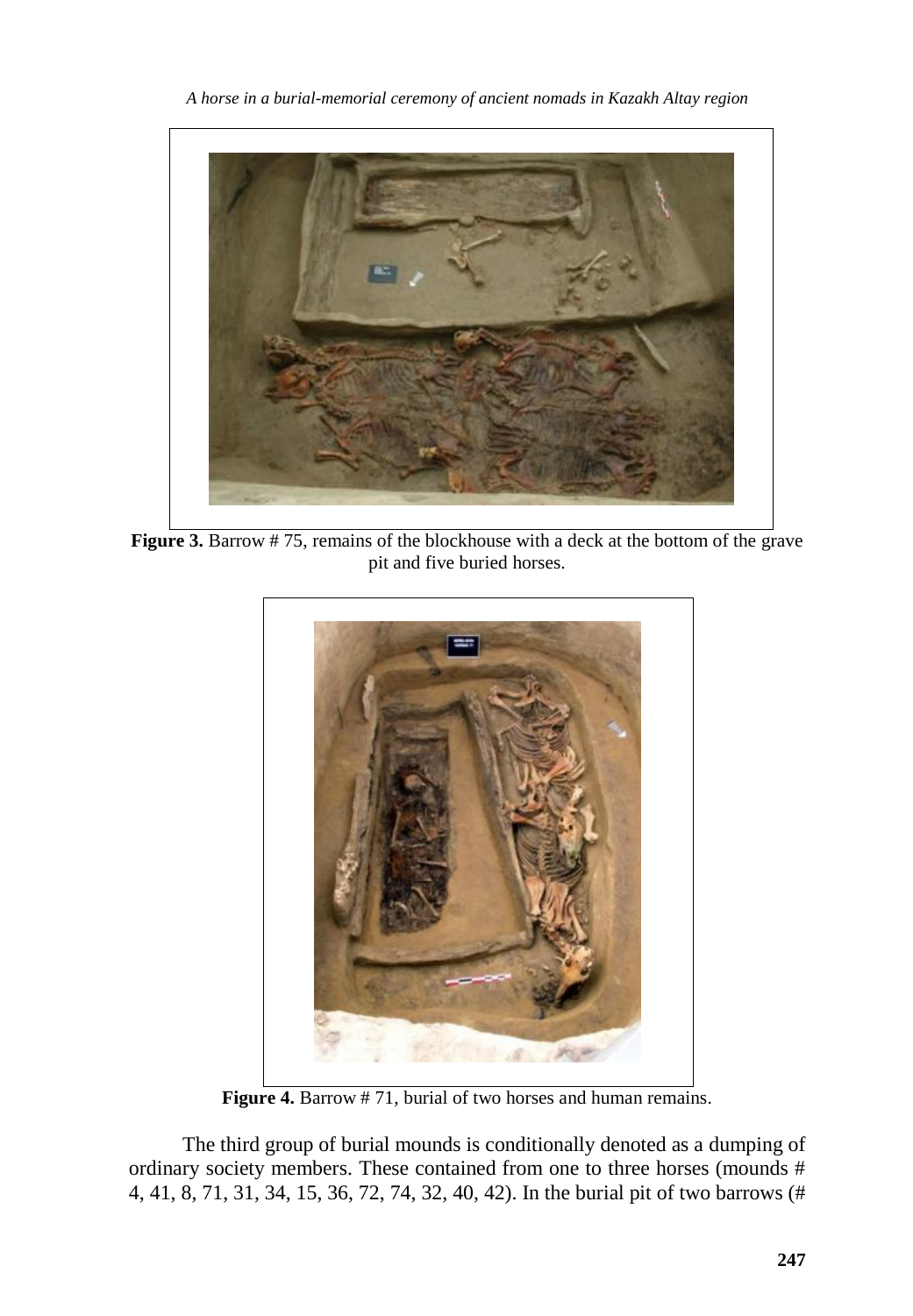**Figure 3.** Barrow # 75, remains of the blockhouse with a deck at the bottom of the grave pit and five buried horses.

**Figure 4.** Barrow # 71, burial of two horses and human remains.

The third group of burial mounds is conditionally denoted as a dumping of ordinary society members. These contained from one to three horses (mounds # 4, 41, 8, 71, 31, 34, 15, 36, 72, 74, 32, 40, 42). In the burial pit of two barrows (#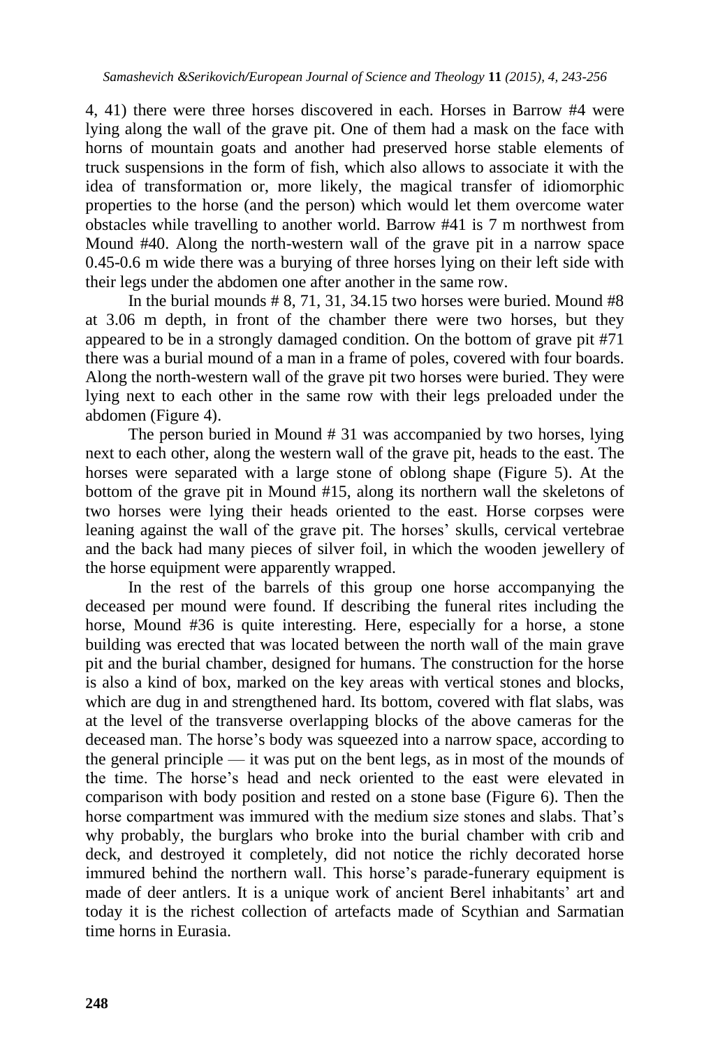4, 41) there were three horses discovered in each. Horses in Barrow #4 were lying along the wall of the grave pit. One of them had a mask on the face with horns of mountain goats and another had preserved horse stable elements of truck suspensions in the form of fish, which also allows to associate it with the idea of transformation or, more likely, the magical transfer of idiomorphic properties to the horse (and the person) which would let them overcome water obstacles while travelling to another world. Barrow #41 is 7 m northwest from Mound #40. Along the north-western wall of the grave pit in a narrow space 0.45-0.6 m wide there was a burying of three horses lying on their left side with their legs under the abdomen one after another in the same row.

In the burial mounds # 8, 71, 31, 34.15 two horses were buried. Mound #8 at 3.06 m depth, in front of the chamber there were two horses, but they appeared to be in a strongly damaged condition. On the bottom of grave pit #71 there was a burial mound of a man in a frame of poles, covered with four boards. Along the north-western wall of the grave pit two horses were buried. They were lying next to each other in the same row with their legs preloaded under the abdomen (Figure 4).

The person buried in Mound # 31 was accompanied by two horses, lying next to each other, along the western wall of the grave pit, heads to the east. The horses were separated with a large stone of oblong shape (Figure 5). At the bottom of the grave pit in Mound #15, along its northern wall the skeletons of two horses were lying their heads oriented to the east. Horse corpses were leaning against the wall of the grave pit. The horses' skulls, cervical vertebrae and the back had many pieces of silver foil, in which the wooden jewellery of the horse equipment were apparently wrapped.

In the rest of the barrels of this group one horse accompanying the deceased per mound were found. If describing the funeral rites including the horse, Mound #36 is quite interesting. Here, especially for a horse, a stone building was erected that was located between the north wall of the main grave pit and the burial chamber, designed for humans. The construction for the horse is also a kind of box, marked on the key areas with vertical stones and blocks, which are dug in and strengthened hard. Its bottom, covered with flat slabs, was at the level of the transverse overlapping blocks of the above cameras for the deceased man. The horse's body was squeezed into a narrow space, according to the general principle — it was put on the bent legs, as in most of the mounds of the time. The horse's head and neck oriented to the east were elevated in comparison with body position and rested on a stone base (Figure 6). Then the horse compartment was immured with the medium size stones and slabs. That's why probably, the burglars who broke into the burial chamber with crib and deck, and destroyed it completely, did not notice the richly decorated horse immured behind the northern wall. This horse's parade-funerary equipment is made of deer antlers. It is a unique work of ancient Berel inhabitants' art and today it is the richest collection of artefacts made of Scythian and Sarmatian time horns in Eurasia.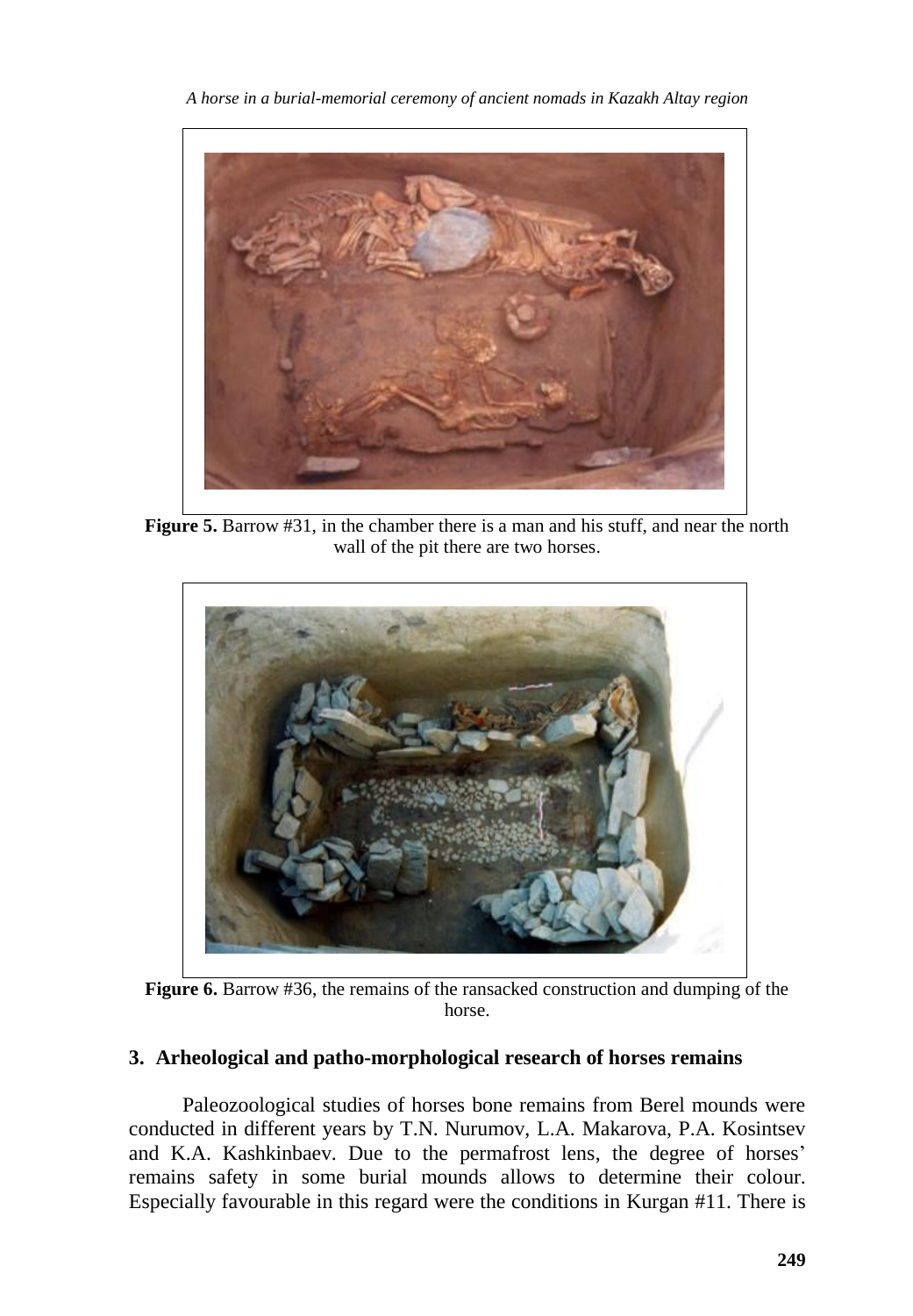**Figure 5.** Barrow #31, in the chamber there is a man and his stuff, and near the north wall of the pit there are two horses.

**Figure 6.** Barrow #36, the remains of the ransacked construction and dumping of the horse.

## 3. Arheological and patho-morphological research of horses remains

Paleozoological studies of horses bone remains from Berel mounds were conducted in different years by T.N. Nurumov, L.A. Makarova, P.A. Kosintsev and K.A. Kashkinbaev. Due to the permafrost lens, the degree of horses' remains safety in some burial mounds allows to determine their colour. Especially favourable in this regard were the conditions in Kurgan #11. There is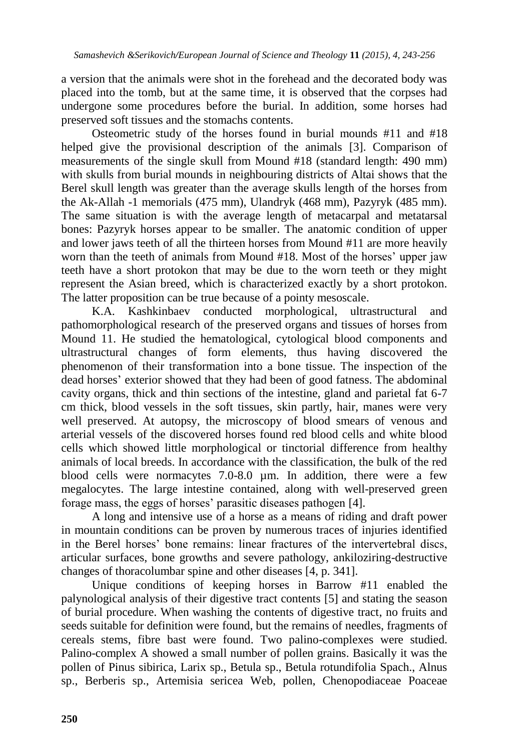a version that the animals were shot in the forehead and the decorated body was placed into the tomb, but at the same time, it is observed that the corpses had undergone some procedures before the burial. In addition, some horses had preserved soft tissues and the stomachs contents.

Osteometric study of the horses found in burial mounds #11 and #18 helped give the provisional description of the animals [3]. Comparison of measurements of the single skull from Mound #18 (standard length: 490 mm) with skulls from burial mounds in neighbouring districts of Altai shows that the Berel skull length was greater than the average skulls length of the horses from the Ak-Allah -1 memorials (475 mm), Ulandryk (468 mm), Pazyryk (485 mm). The same situation is with the average length of metacarpal and metatarsal bones: Pazyryk horses appear to be smaller. The anatomic condition of upper and lower jaws teeth of all the thirteen horses from Mound #11 are more heavily worn than the teeth of animals from Mound #18. Most of the horses' upper jaw teeth have a short protokon that may be due to the worn teeth or they might represent the Asian breed, which is characterized exactly by a short protokon. The latter proposition can be true because of a pointy mesoscale.

K.A. Kashkinbaev conducted morphological, ultrastructural and pathomorphological research of the preserved organs and tissues of horses from Mound 11. He studied the hematological, cytological blood components and ultrastructural changes of form elements, thus having discovered the phenomenon of their transformation into a bone tissue. The inspection of the dead horses' exterior showed that they had been of good fatness. The abdominal cavity organs, thick and thin sections of the intestine, gland and parietal fat 6-7 cm thick, blood vessels in the soft tissues, skin partly, hair, manes were very well preserved. At autopsy, the microscopy of blood smears of venous and arterial vessels of the discovered horses found red blood cells and white blood cells which showed little morphological or tinctorial difference from healthy animals of local breeds. In accordance with the classification, the bulk of the red blood cells were normacytes 7.0-8.0 µm. In addition, there were a few megalocytes. The large intestine contained, along with well-preserved green forage mass, the eggs of horses' parasitic diseases pathogen [4].

A long and intensive use of a horse as a means of riding and draft power in mountain conditions can be proven by numerous traces of injuries identified in the Berel horses' bone remains: linear fractures of the intervertebral discs, articular surfaces, bone growths and severe pathology, ankiloziring-destructive changes of thoracolumbar spine and other diseases [4, p. 341].

Unique conditions of keeping horses in Barrow #11 enabled the palynological analysis of their digestive tract contents [5] and stating the season of burial procedure. When washing the contents of digestive tract, no fruits and seeds suitable for definition were found, but the remains of needles, fragments of cereals stems, fibre bast were found. Two palino-complexes were studied. Palino-complex A showed a small number of pollen grains. Basically it was the pollen of Pinus sibirica, Larix sp., Betula sp., Betula rotundifolia Spach., Alnus sp., Berberis sp., Artemisia sericea Web, pollen, Chenopodiaceae Poaceae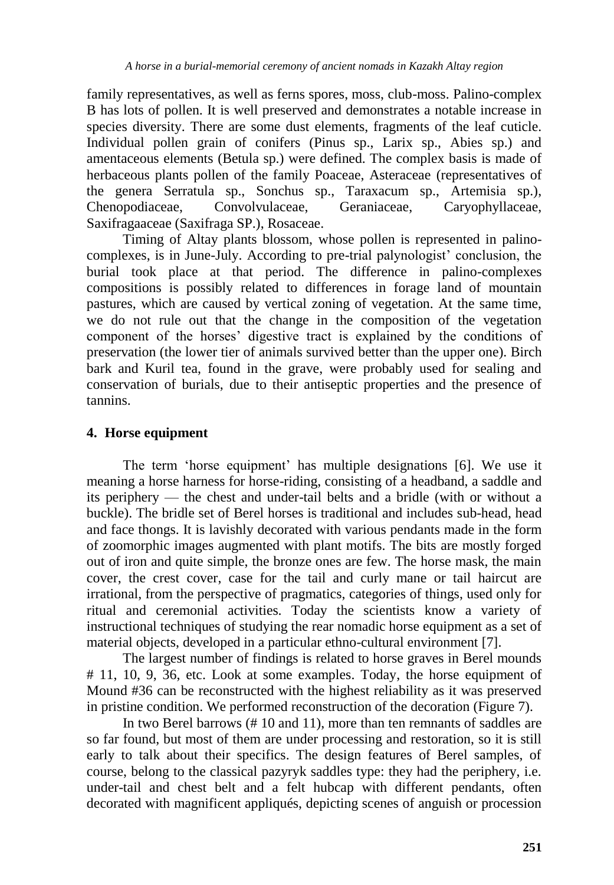family representatives, as well as ferns spores, moss, club-moss. Palino-complex B has lots of pollen. It is well preserved and demonstrates a notable increase in species diversity. There are some dust elements, fragments of the leaf cuticle. Individual pollen grain of conifers (Pinus sp., Larix sp., Abies sp.) and amentaceous elements (Betula sp.) were defined. The complex basis is made of herbaceous plants pollen of the family Poaceae, Asteraceae (representatives of the genera Serratula sp., Sonchus sp., Taraxacum sp., Artemisia sp.), Chenopodiaceae, Convolvulaceae, Geraniaceae, Caryophyllaceae, Saxifragaaceae (Saxifraga SP.), Rosaceae.

Timing of Altay plants blossom, whose pollen is represented in palino-complexes, is in June-July. According to pre-trial palynologist' conclusion, the burial took place at that period. The difference in palino-complexes compositions is possibly related to differences in forage land of mountain pastures, which are caused by vertical zoning of vegetation. At the same time, we do not rule out that the change in the composition of the vegetation component of the horses' digestive tract is explained by the conditions of preservation (the lower tier of animals survived better than the upper one). Birch bark and Kuril tea, found in the grave, were probably used for sealing and conservation of burials, due to their antiseptic properties and the presence of tannins.

## 4. Horse equipment

The term 'horse equipment' has multiple designations [6]. We use it meaning a horse harness for horse-riding, consisting of a headband, a saddle and its periphery — the chest and under-tail belts and a bridle (with or without a buckle). The bridle set of Berel horses is traditional and includes sub-head, head and face thongs. It is lavishly decorated with various pendants made in the form of zoomorphic images augmented with plant motifs. The bits are mostly forged out of iron and quite simple, the bronze ones are few. The horse mask, the main cover, the crest cover, case for the tail and curly mane or tail haircut are irrational, from the perspective of pragmatics, categories of things, used only for ritual and ceremonial activities. Today the scientists know a variety of instructional techniques of studying the rear nomadic horse equipment as a set of material objects, developed in a particular ethno-cultural environment [7].

The largest number of findings is related to horse graves in Berel mounds # 11, 10, 9, 36, etc. Look at some examples. Today, the horse equipment of Mound #36 can be reconstructed with the highest reliability as it was preserved in pristine condition. We performed reconstruction of the decoration (Figure 7).

In two Berel barrows (# 10 and 11), more than ten remnants of saddles are so far found, but most of them are under processing and restoration, so it is still early to talk about their specifics. The design features of Berel samples, of course, belong to the classical pazyryk saddles type: they had the periphery, i.e. under-tail and chest belt and a felt hubcap with different pendants, often decorated with magnificent appliqués, depicting scenes of anguish or procession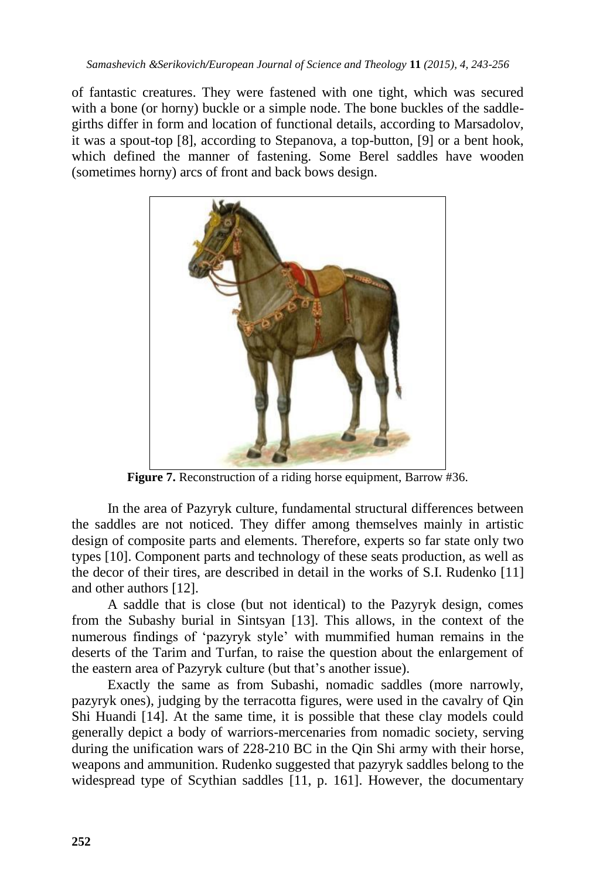of fantastic creatures. They were fastened with one tight, which was secured with a bone (or horny) buckle or a simple node. The bone buckles of the saddle-girths differ in form and location of functional details, according to Marsadolov, it was a spout-top [8], according to Stepanova, a top-button, [9] or a bent hook, which defined the manner of fastening. Some Berel saddles have wooden (sometimes horny) arcs of front and back bows design.

**Figure 7.** Reconstruction of a riding horse equipment, Barrow #36.

In the area of Pazyryk culture, fundamental structural differences between the saddles are not noticed. They differ among themselves mainly in artistic design of composite parts and elements. Therefore, experts so far state only two types [10]. Component parts and technology of these seats production, as well as the decor of their tires, are described in detail in the works of S.I. Rudenko [11] and other authors [12].

A saddle that is close (but not identical) to the Pazyryk design, comes from the Subashy burial in Sintsyan [13]. This allows, in the context of the numerous findings of 'pazyryk style' with mummified human remains in the deserts of the Tarim and Turfan, to raise the question about the enlargement of the eastern area of Pazyryk culture (but that's another issue).

Exactly the same as from Subashi, nomadic saddles (more narrowly, pazyryk ones), judging by the terracotta figures, were used in the cavalry of Qin Shi Huandi [14]. At the same time, it is possible that these clay models could generally depict a body of warriors-mercenaries from nomadic society, serving during the unification wars of 228-210 BC in the Qin Shi army with their horse, weapons and ammunition. Rudenko suggested that pazyryk saddles belong to the widespread type of Scythian saddles [11, p. 161]. However, the documentary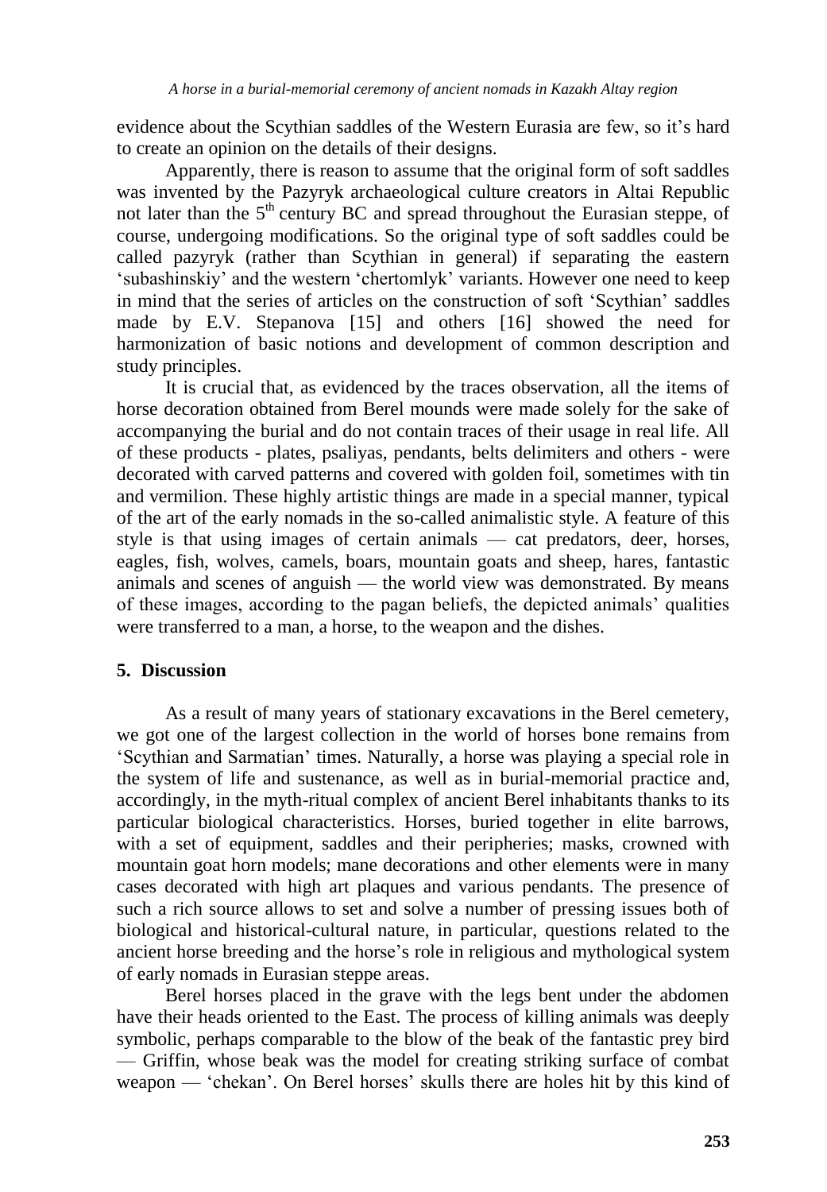evidence about the Scythian saddles of the Western Eurasia are few, so it's hard to create an opinion on the details of their designs.

Apparently, there is reason to assume that the original form of soft saddles was invented by the Pazyryk archaeological culture creators in Altai Republic not later than the 5th century BC and spread throughout the Eurasian steppe, of course, undergoing modifications. So the original type of soft saddles could be called pazyryk (rather than Scythian in general) if separating the eastern 'subashinskiy' and the western 'chertomlyk' variants. However one need to keep in mind that the series of articles on the construction of soft 'Scythian' saddles made by E.V. Stepanova [15] and others [16] showed the need for harmonization of basic notions and development of common description and study principles.

It is crucial that, as evidenced by the traces observation, all the items of horse decoration obtained from Berel mounds were made solely for the sake of accompanying the burial and do not contain traces of their usage in real life. All of these products - plates, psaliyas, pendants, belts delimiters and others - were decorated with carved patterns and covered with golden foil, sometimes with tin and vermilion. These highly artistic things are made in a special manner, typical of the art of the early nomads in the so-called animalistic style. A feature of this style is that using images of certain animals — cat predators, deer, horses, eagles, fish, wolves, camels, boars, mountain goats and sheep, hares, fantastic animals and scenes of anguish — the world view was demonstrated. By means of these images, according to the pagan beliefs, the depicted animals' qualities were transferred to a man, a horse, to the weapon and the dishes.

## 5. Discussion

As a result of many years of stationary excavations in the Berel cemetery, we got one of the largest collection in the world of horses bone remains from 'Scythian and Sarmatian' times. Naturally, a horse was playing a special role in the system of life and sustenance, as well as in burial-memorial practice and, accordingly, in the myth-ritual complex of ancient Berel inhabitants thanks to its particular biological characteristics. Horses, buried together in elite barrows, with a set of equipment, saddles and their peripheries; masks, crowned with mountain goat horn models; mane decorations and other elements were in many cases decorated with high art plaques and various pendants. The presence of such a rich source allows to set and solve a number of pressing issues both of biological and historical-cultural nature, in particular, questions related to the ancient horse breeding and the horse's role in religious and mythological system of early nomads in Eurasian steppe areas.

Berel horses placed in the grave with the legs bent under the abdomen have their heads oriented to the East. The process of killing animals was deeply symbolic, perhaps comparable to the blow of the beak of the fantastic prey bird — Griffin, whose beak was the model for creating striking surface of combat weapon — 'chekan'. On Berel horses' skulls there are holes hit by this kind of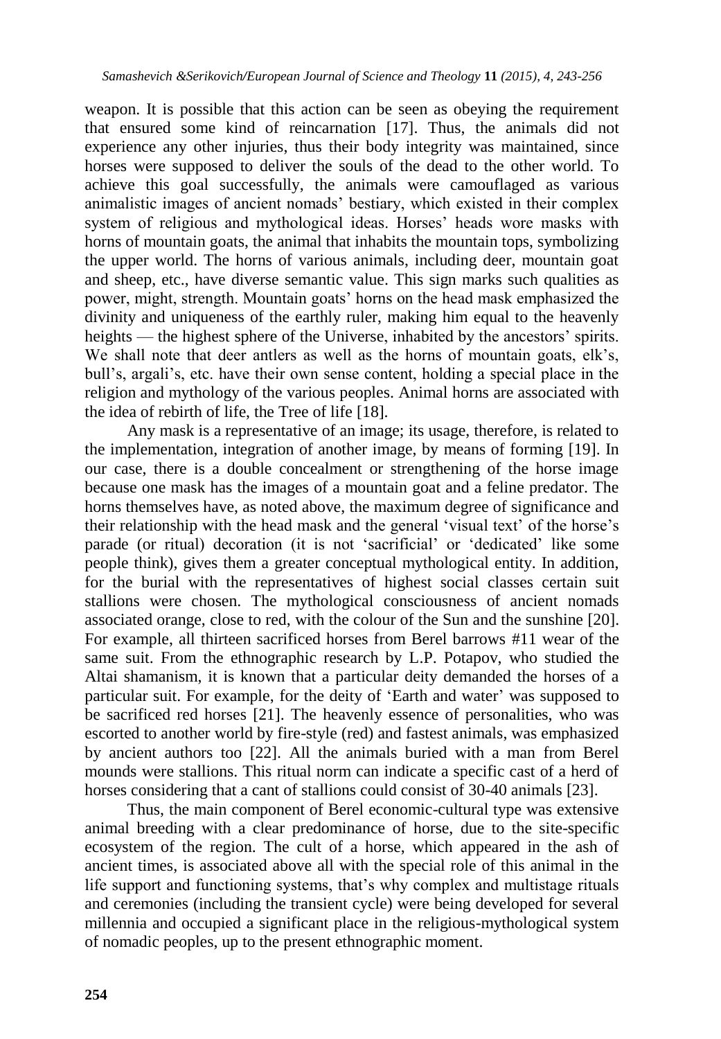weapon. It is possible that this action can be seen as obeying the requirement that ensured some kind of reincarnation [17]. Thus, the animals did not experience any other injuries, thus their body integrity was maintained, since horses were supposed to deliver the souls of the dead to the other world. To achieve this goal successfully, the animals were camouflaged as various animalistic images of ancient nomads' bestiary, which existed in their complex system of religious and mythological ideas. Horses' heads wore masks with horns of mountain goats, the animal that inhabits the mountain tops, symbolizing the upper world. The horns of various animals, including deer, mountain goat and sheep, etc., have diverse semantic value. This sign marks such qualities as power, might, strength. Mountain goats' horns on the head mask emphasized the divinity and uniqueness of the earthly ruler, making him equal to the heavenly heights — the highest sphere of the Universe, inhabited by the ancestors' spirits. We shall note that deer antlers as well as the horns of mountain goats, elk's, bull's, argali's, etc. have their own sense content, holding a special place in the religion and mythology of the various peoples. Animal horns are associated with the idea of rebirth of life, the Tree of life [18].

Any mask is a representative of an image; its usage, therefore, is related to the implementation, integration of another image, by means of forming [19]. In our case, there is a double concealment or strengthening of the horse image because one mask has the images of a mountain goat and a feline predator. The horns themselves have, as noted above, the maximum degree of significance and their relationship with the head mask and the general 'visual text' of the horse's parade (or ritual) decoration (it is not 'sacrificial' or 'dedicated' like some people think), gives them a greater conceptual mythological entity. In addition, for the burial with the representatives of highest social classes certain suit stallions were chosen. The mythological consciousness of ancient nomads associated orange, close to red, with the colour of the Sun and the sunshine [20]. For example, all thirteen sacrificed horses from Berel barrows #11 wear of the same suit. From the ethnographic research by L.P. Potapov, who studied the Altai shamanism, it is known that a particular deity demanded the horses of a particular suit. For example, for the deity of 'Earth and water' was supposed to be sacrificed red horses [21]. The heavenly essence of personalities, who was escorted to another world by fire-style (red) and fastest animals, was emphasized by ancient authors too [22]. All the animals buried with a man from Berel mounds were stallions. This ritual norm can indicate a specific cast of a herd of horses considering that a cant of stallions could consist of 30-40 animals [23].

Thus, the main component of Berel economic-cultural type was extensive animal breeding with a clear predominance of horse, due to the site-specific ecosystem of the region. The cult of a horse, which appeared in the ash of ancient times, is associated above all with the special role of this animal in the life support and functioning systems, that's why complex and multistage rituals and ceremonies (including the transient cycle) were being developed for several millennia and occupied a significant place in the religious-mythological system of nomadic peoples, up to the present ethnographic moment.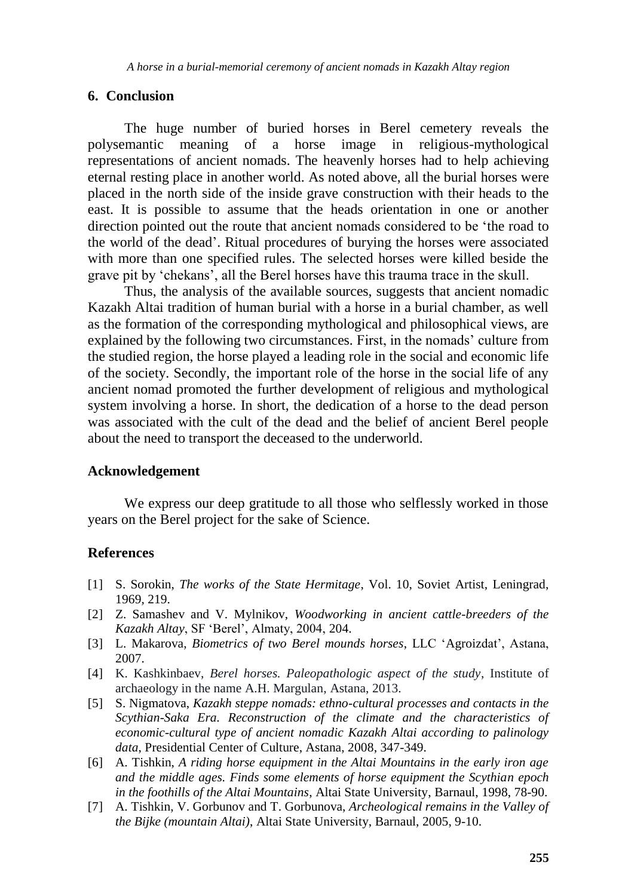## 6. Conclusion

The huge number of buried horses in Berel cemetery reveals the polysemantic meaning of a horse image in religious-mythological representations of ancient nomads. The heavenly horses had to help achieving eternal resting place in another world. As noted above, all the burial horses were placed in the north side of the inside grave construction with their heads to the east. It is possible to assume that the heads orientation in one or another direction pointed out the route that ancient nomads considered to be 'the road to the world of the dead'. Ritual procedures of burying the horses were associated with more than one specified rules. The selected horses were killed beside the grave pit by 'chekans', all the Berel horses have this trauma trace in the skull.

Thus, the analysis of the available sources, suggests that ancient nomadic Kazakh Altai tradition of human burial with a horse in a burial chamber, as well as the formation of the corresponding mythological and philosophical views, are explained by the following two circumstances. First, in the nomads' culture from the studied region, the horse played a leading role in the social and economic life of the society. Secondly, the important role of the horse in the social life of any ancient nomad promoted the further development of religious and mythological system involving a horse. In short, the dedication of a horse to the dead person was associated with the cult of the dead and the belief of ancient Berel people about the need to transport the deceased to the underworld.

## Acknowledgement

We express our deep gratitude to all those who selflessly worked in those years on the Berel project for the sake of Science.

## References

[1] S. Sorokin, *The works of the State Hermitage*, Vol. 10, Soviet Artist, Leningrad, 1969, 219.

[2] Z. Samashev and V. Mylnikov, *Woodworking in ancient cattle-breeders of the Kazakh Altay*, SF 'Berel', Almaty, 2004, 204.

[3] L. Makarova, *Biometrics of two Berel mounds horses*, LLC 'Agroizdat', Astana, 2007.

[4] K. Kashkinbaev, *Berel horses. Paleopathologic aspect of the study*, Institute of archaeology in the name A.H. Margulan, Astana, 2013.

[5] S. Nigmatova, *Kazakh steppe nomads: ethno-cultural processes and contacts in the Scythian-Saka Era. Reconstruction of the climate and the characteristics of economic-cultural type of ancient nomadic Kazakh Altai according to palinology data*, Presidential Center of Culture, Astana, 2008, 347-349.

[6] A. Tishkin, *A riding horse equipment in the Altai Mountains in the early iron age and the middle ages. Finds some elements of horse equipment the Scythian epoch in the foothills of the Altai Mountains*, Altai State University, Barnaul, 1998, 78-90.

[7] A. Tishkin, V. Gorbunov and T. Gorbunova, *Archeological remains in the Valley of the Bijke (mountain Altai)*, Altai State University, Barnaul, 2005, 9-10.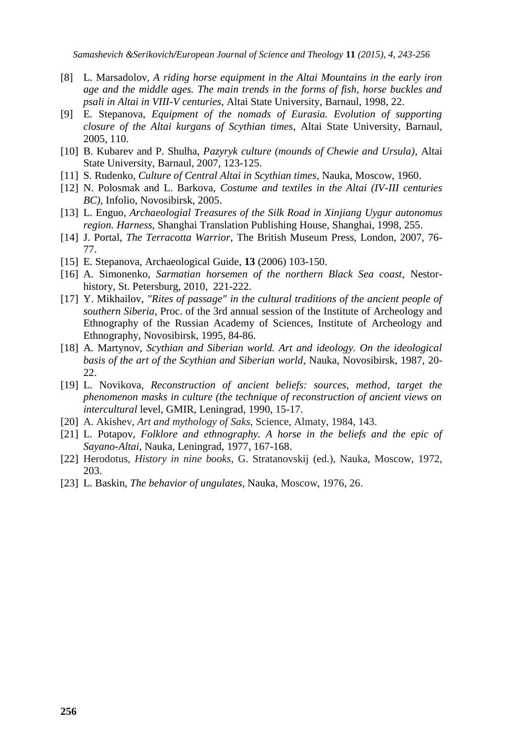[8] L. Marsadolov, *A riding horse equipment in the Altai Mountains in the early iron age and the middle ages. The main trends in the forms of fish, horse buckles and psali in Altai in VIII-V centuries*, Altai State University, Barnaul, 1998, 22.

[9] E. Stepanova, *Equipment of the nomads of Eurasia. Evolution of supporting closure of the Altai kurgans of Scythian times*, Altai State University, Barnaul, 2005, 110.

[10] B. Kubarev and P. Shulha, *Pazyryk culture (mounds of Chewie and Ursula)*, Altai State University, Barnaul, 2007, 123-125.

[11] S. Rudenko, *Culture of Central Altai in Scythian times*, Nauka, Moscow, 1960.

[12] N. Polosmak and L. Barkova, *Costume and textiles in the Altai (IV-III centuries BC)*, Infolio, Novosibirsk, 2005.

[13] L. Enguo, *Archaeologial Treasures of the Silk Road in Xinjiang Uygur autonomus region. Harness*, Shanghai Translation Publishing House, Shanghai, 1998, 255.

[14] J. Portal, *The Terracotta Warrior*, The British Museum Press, London, 2007, 76-77.

[15] E. Stepanova, Archaeological Guide, **13** (2006) 103-150.

[16] A. Simonenko, *Sarmatian horsemen of the northern Black Sea coast*, Nestor-history, St. Petersburg, 2010, 221-222.

[17] Y. Mikhailov, *"Rites of passage" in the cultural traditions of the ancient people of southern Siberia*, Proc. of the 3rd annual session of the Institute of Archeology and Ethnography of the Russian Academy of Sciences, Institute of Archeology and Ethnography, Novosibirsk, 1995, 84-86.

[18] A. Martynov, *Scythian and Siberian world. Art and ideology. On the ideological basis of the art of the Scythian and Siberian world*, Nauka, Novosibirsk, 1987, 20-22.

[19] L. Novikova, *Reconstruction of ancient beliefs: sources, method, target the phenomenon masks in culture (the technique of reconstruction of ancient views on intercultural* level, GMIR, Leningrad, 1990, 15-17.

[20] A. Akishev, *Art and mythology of Saks*, Science, Almaty, 1984, 143.

[21] L. Potapov, *Folklore and ethnography. A horse in the beliefs and the epic of Sayano-Altai*, Nauka, Leningrad, 1977, 167-168.

[22] Herodotus, *History in nine books*, G. Stratanovskij (ed.), Nauka, Moscow, 1972, 203.

[23] L. Baskin, *The behavior of ungulates*, Nauka, Moscow, 1976, 26.